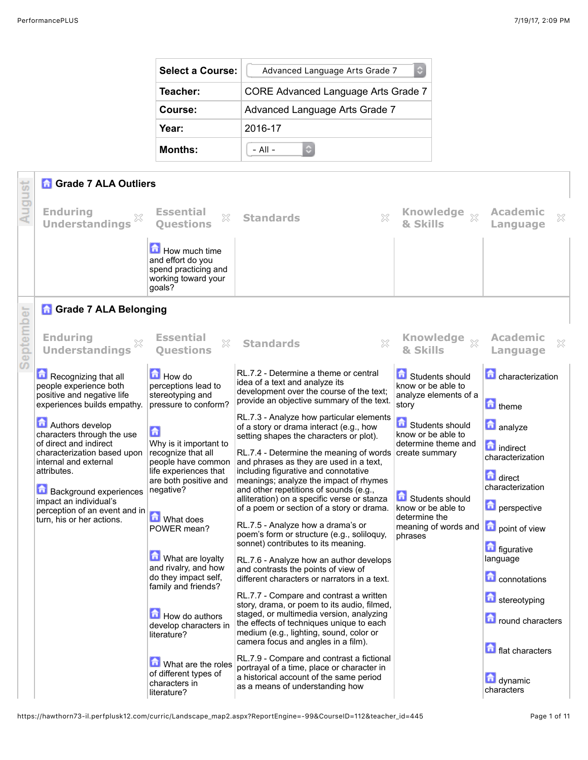| Select a Course: | Advanced Language Arts Grade 7 |
| --- | --- |
| Teacher: | CORE Advanced Language Arts Grade 7 |
| Course: | Advanced Language Arts Grade 7 |
| Year: | 2016-17 |
| Months: | - All - |

## August

### Grade 7 ALA Outliers

| Enduring Understandings | Essential Questions | Standards | Knowledge & Skills | Academic Language |
| --- | --- | --- | --- | --- |
| | How much time and effort do you spend practicing and working toward your goals? | | | |

## September

### Grade 7 ALA Belonging

| Enduring Understandings | Essential Questions | Standards | Knowledge & Skills | Academic Language |
| --- | --- | --- | --- | --- |
| Recognizing that all people experience both positive and negative life experiences builds empathy.<br><br>Authors develop characters through the use of direct and indirect characterization based upon internal and external attributes.<br><br>Background experiences impact an individual's perception of an event and in turn, his or her actions. | How do perceptions lead to stereotyping and pressure to conform?<br><br>Why is it important to recognize that all people have common life experiences that are both positive and negative?<br><br>What does POWER mean?<br><br>What are loyalty and rivalry, and how do they impact self, family and friends?<br><br>How do authors develop characters in literature?<br><br>What are the roles of different types of characters in literature? | RL.7.2 - Determine a theme or central idea of a text and analyze its development over the course of the text; provide an objective summary of the text.<br><br>RL.7.3 - Analyze how particular elements of a story or drama interact (e.g., how setting shapes the characters or plot).<br><br>RL.7.4 - Determine the meaning of words and phrases as they are used in a text, including figurative and connotative meanings; analyze the impact of rhymes and other repetitions of sounds (e.g., alliteration) on a specific verse or stanza of a poem or section of a story or drama.<br><br>RL.7.5 - Analyze how a drama's or poem's form or structure (e.g., soliloquy, sonnet) contributes to its meaning.<br><br>RL.7.6 - Analyze how an author develops and contrasts the points of view of different characters or narrators in a text.<br><br>RL.7.7 - Compare and contrast a written story, drama, or poem to its audio, filmed, staged, or multimedia version, analyzing the effects of techniques unique to each medium (e.g., lighting, sound, color or camera focus and angles in a film).<br><br>RL.7.9 - Compare and contrast a fictional portrayal of a time, place or character in a historical account of the same period as a means of understanding how | Students should know or be able to analyze elements of a story<br><br>Students should know or be able to determine theme and create summary<br><br>Students should know or be able to determine the meaning of words and phrases | characterization<br><br>theme<br><br>analyze<br><br>indirect characterization<br><br>direct characterization<br><br>perspective<br><br>point of view<br><br>figurative language<br><br>connotations<br><br>stereotyping<br><br>round characters<br><br>flat characters<br><br>dynamic characters |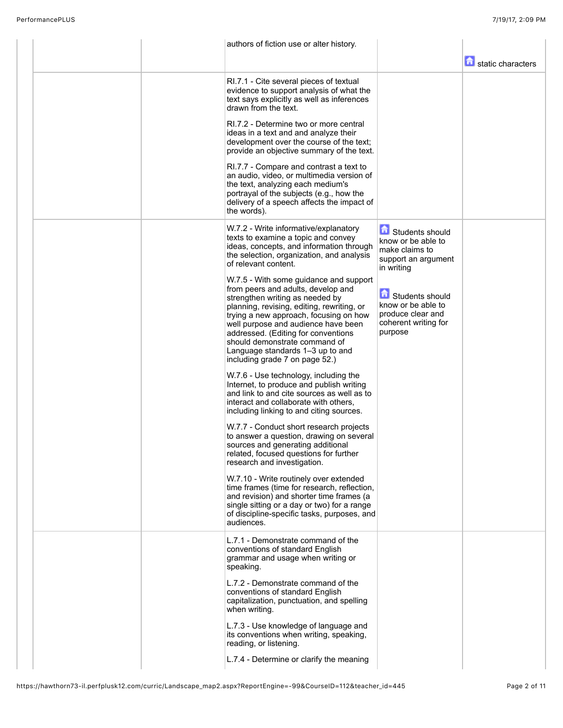| | | | | |
|---|---|---|---|---|
| | | authors of fiction use or alter history. | | static characters |
| | | RI.7.1 - Cite several pieces of textual evidence to support analysis of what the text says explicitly as well as inferences drawn from the text.<br><br>RI.7.2 - Determine two or more central ideas in a text and and analyze their development over the course of the text; provide an objective summary of the text.<br><br>RI.7.7 - Compare and contrast a text to an audio, video, or multimedia version of the text, analyzing each medium's portrayal of the subjects (e.g., how the delivery of a speech affects the impact of the words). | | |
| | | W.7.2 - Write informative/explanatory texts to examine a topic and convey ideas, concepts, and information through the selection, organization, and analysis of relevant content.<br><br>W.7.5 - With some guidance and support from peers and adults, develop and strengthen writing as needed by planning, revising, editing, rewriting, or trying a new approach, focusing on how well purpose and audience have been addressed. (Editing for conventions should demonstrate command of Language standards 1–3 up to and including grade 7 on page 52.)<br><br>W.7.6 - Use technology, including the Internet, to produce and publish writing and link to and cite sources as well as to interact and collaborate with others, including linking to and citing sources.<br><br>W.7.7 - Conduct short research projects to answer a question, drawing on several sources and generating additional related, focused questions for further research and investigation.<br><br>W.7.10 - Write routinely over extended time frames (time for research, reflection, and revision) and shorter time frames (a single sitting or a day or two) for a range of discipline-specific tasks, purposes, and audiences. | Students should know or be able to make claims to support an argument in writing<br><br>Students should know or be able to produce clear and coherent writing for purpose | |
| | | L.7.1 - Demonstrate command of the conventions of standard English grammar and usage when writing or speaking.<br><br>L.7.2 - Demonstrate command of the conventions of standard English capitalization, punctuation, and spelling when writing.<br><br>L.7.3 - Use knowledge of language and its conventions when writing, speaking, reading, or listening.<br><br>L.7.4 - Determine or clarify the meaning | | |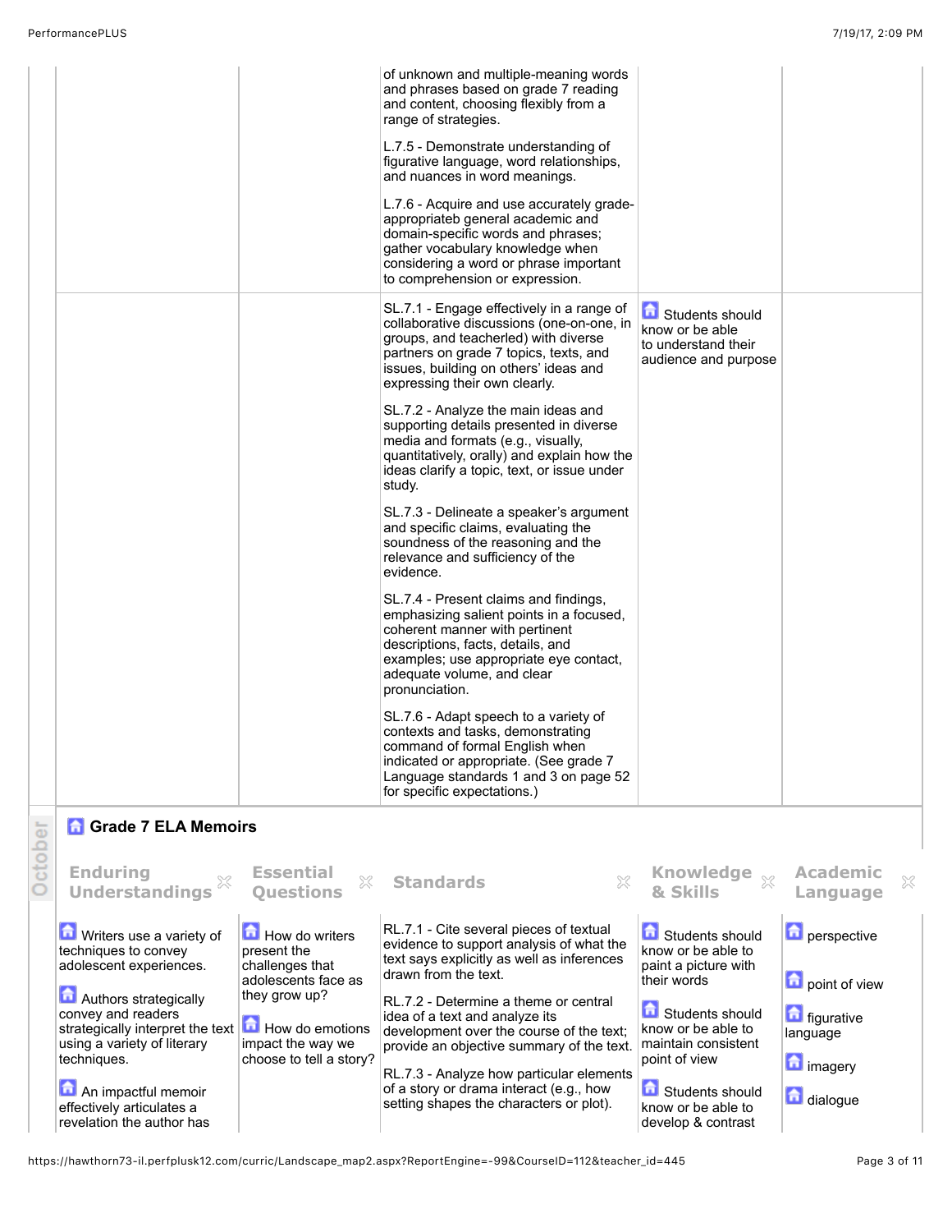| | | | | |
|---|---|---|---|---|
| | | of unknown and multiple-meaning words and phrases based on grade 7 reading and content, choosing flexibly from a range of strategies.<br><br>L.7.5 - Demonstrate understanding of figurative language, word relationships, and nuances in word meanings.<br><br>L.7.6 - Acquire and use accurately grade-appropriateb general academic and domain-specific words and phrases; gather vocabulary knowledge when considering a word or phrase important to comprehension or expression. | | |
| | | SL.7.1 - Engage effectively in a range of collaborative discussions (one-on-one, in groups, and teacherled) with diverse partners on grade 7 topics, texts, and issues, building on others' ideas and expressing their own clearly.<br><br>SL.7.2 - Analyze the main ideas and supporting details presented in diverse media and formats (e.g., visually, quantitatively, orally) and explain how the ideas clarify a topic, text, or issue under study.<br><br>SL.7.3 - Delineate a speaker's argument and specific claims, evaluating the soundness of the reasoning and the relevance and sufficiency of the evidence.<br><br>SL.7.4 - Present claims and findings, emphasizing salient points in a focused, coherent manner with pertinent descriptions, facts, details, and examples; use appropriate eye contact, adequate volume, and clear pronunciation.<br><br>SL.7.6 - Adapt speech to a variety of contexts and tasks, demonstrating command of formal English when indicated or appropriate. (See grade 7 Language standards 1 and 3 on page 52 for specific expectations.) | Students should know or be able to understand their audience and purpose | |

October

## Grade 7 ELA Memoirs

| Enduring Understandings | Essential Questions | Standards | Knowledge & Skills | Academic Language |
|---|---|---|---|---|
| Writers use a variety of techniques to convey adolescent experiences.<br><br>Authors strategically convey and readers strategically interpret the text using a variety of literary techniques.<br><br>An impactful memoir effectively articulates a revelation the author has | How do writers present the challenges that adolescents face as they grow up?<br><br>How do emotions impact the way we choose to tell a story? | RL.7.1 - Cite several pieces of textual evidence to support analysis of what the text says explicitly as well as inferences drawn from the text.<br><br>RL.7.2 - Determine a theme or central idea of a text and analyze its development over the course of the text; provide an objective summary of the text.<br><br>RL.7.3 - Analyze how particular elements of a story or drama interact (e.g., how setting shapes the characters or plot). | Students should know or be able to paint a picture with their words<br><br>Students should know or be able to maintain consistent point of view<br><br>Students should know or be able to develop & contrast | perspective<br><br>point of view<br><br>figurative language<br><br>imagery<br><br>dialogue |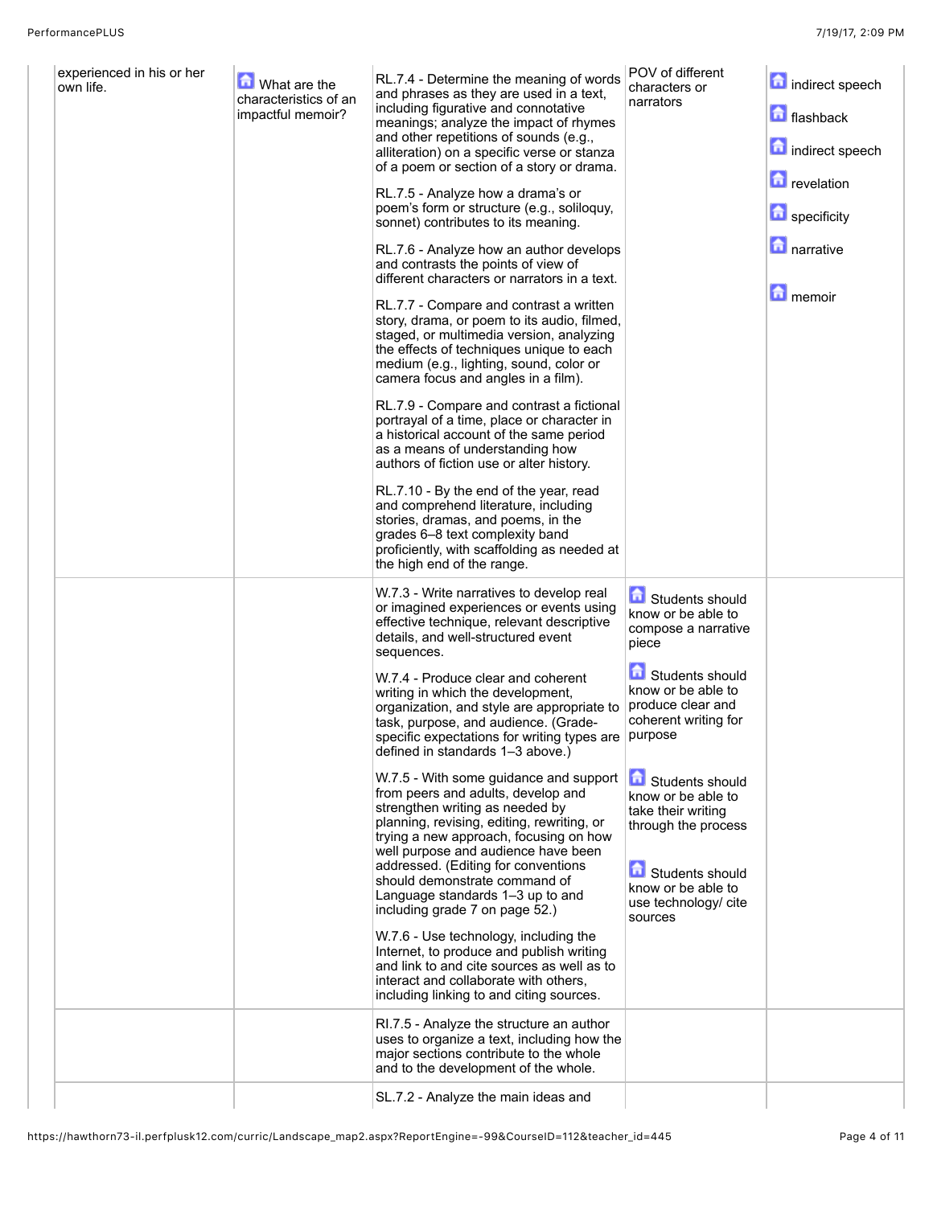| | | | | |
|---|---|---|---|---|
| experienced in his or her own life. | What are the characteristics of an impactful memoir? | RL.7.4 - Determine the meaning of words and phrases as they are used in a text, including figurative and connotative meanings; analyze the impact of rhymes and other repetitions of sounds (e.g., alliteration) on a specific verse or stanza of a poem or section of a story or drama.<br><br>RL.7.5 - Analyze how a drama's or poem's form or structure (e.g., soliloquy, sonnet) contributes to its meaning.<br><br>RL.7.6 - Analyze how an author develops and contrasts the points of view of different characters or narrators in a text.<br><br>RL.7.7 - Compare and contrast a written story, drama, or poem to its audio, filmed, staged, or multimedia version, analyzing the effects of techniques unique to each medium (e.g., lighting, sound, color or camera focus and angles in a film).<br><br>RL.7.9 - Compare and contrast a fictional portrayal of a time, place or character in a historical account of the same period as a means of understanding how authors of fiction use or alter history.<br><br>RL.7.10 - By the end of the year, read and comprehend literature, including stories, dramas, and poems, in the grades 6–8 text complexity band proficiently, with scaffolding as needed at the high end of the range. | POV of different characters or narrators | indirect speech<br><br>flashback<br><br>indirect speech<br><br>revelation<br><br>specificity<br><br>narrative<br><br>memoir |
| | | W.7.3 - Write narratives to develop real or imagined experiences or events using effective technique, relevant descriptive details, and well-structured event sequences.<br><br>W.7.4 - Produce clear and coherent writing in which the development, organization, and style are appropriate to task, purpose, and audience. (Grade-specific expectations for writing types are defined in standards 1–3 above.)<br><br>W.7.5 - With some guidance and support from peers and adults, develop and strengthen writing as needed by planning, revising, editing, rewriting, or trying a new approach, focusing on how well purpose and audience have been addressed. (Editing for conventions should demonstrate command of Language standards 1–3 up to and including grade 7 on page 52.)<br><br>W.7.6 - Use technology, including the Internet, to produce and publish writing and link to and cite sources as well as to interact and collaborate with others, including linking to and citing sources. | Students should know or be able to compose a narrative piece<br><br>Students should know or be able to produce clear and coherent writing for purpose<br><br>Students should know or be able to take their writing through the process<br><br>Students should know or be able to use technology/ cite sources | |
| | | RI.7.5 - Analyze the structure an author uses to organize a text, including how the major sections contribute to the whole and to the development of the whole. | | |
| | | SL.7.2 - Analyze the main ideas and | | |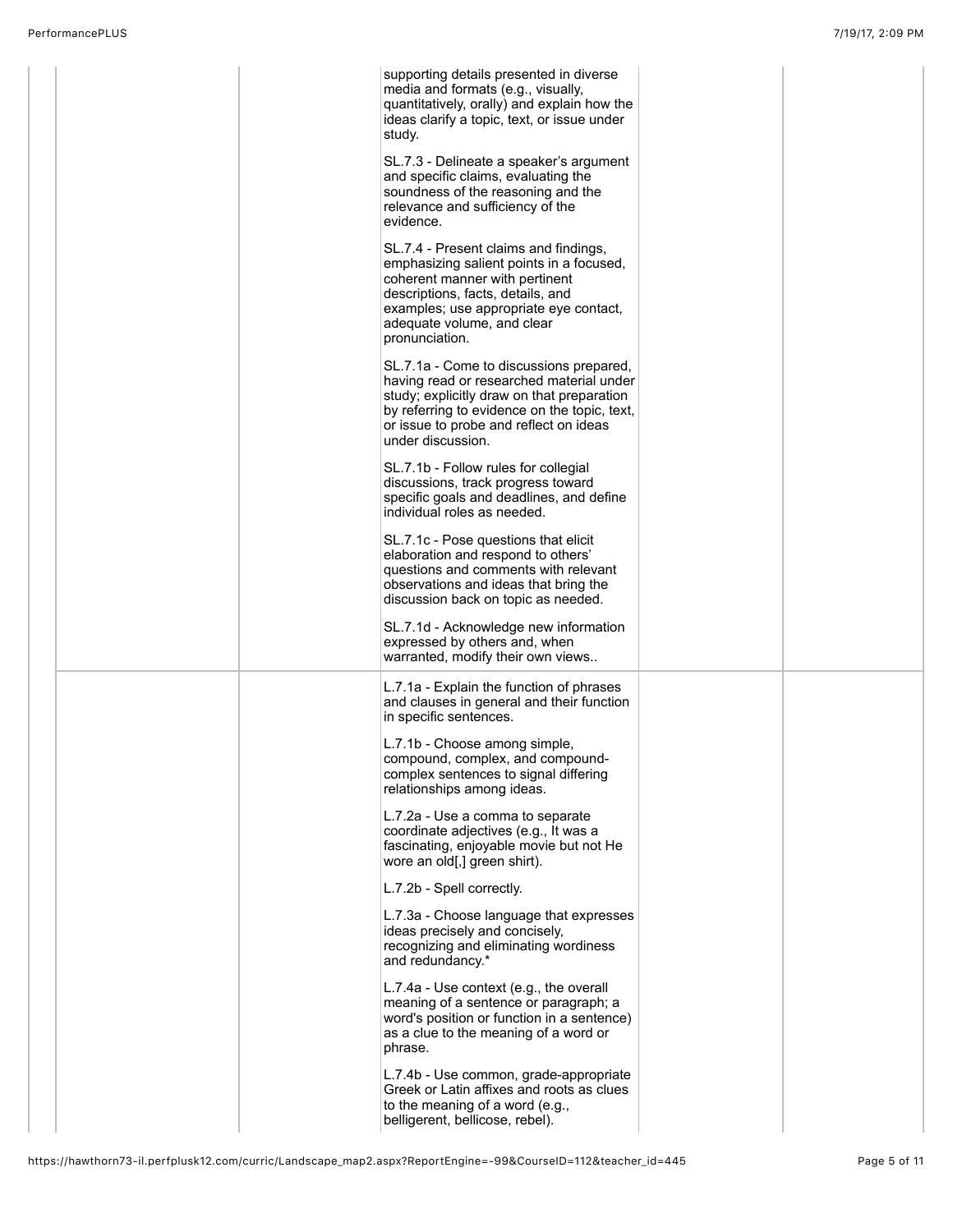| | | | | |
|---|---|---|---|---|
| | | supporting details presented in diverse media and formats (e.g., visually, quantitatively, orally) and explain how the ideas clarify a topic, text, or issue under study.<br><br>SL.7.3 - Delineate a speaker's argument and specific claims, evaluating the soundness of the reasoning and the relevance and sufficiency of the evidence.<br><br>SL.7.4 - Present claims and findings, emphasizing salient points in a focused, coherent manner with pertinent descriptions, facts, details, and examples; use appropriate eye contact, adequate volume, and clear pronunciation.<br><br>SL.7.1a - Come to discussions prepared, having read or researched material under study; explicitly draw on that preparation by referring to evidence on the topic, text, or issue to probe and reflect on ideas under discussion.<br><br>SL.7.1b - Follow rules for collegial discussions, track progress toward specific goals and deadlines, and define individual roles as needed.<br><br>SL.7.1c - Pose questions that elicit elaboration and respond to others' questions and comments with relevant observations and ideas that bring the discussion back on topic as needed.<br><br>SL.7.1d - Acknowledge new information expressed by others and, when warranted, modify their own views.. | | |
| | | L.7.1a - Explain the function of phrases and clauses in general and their function in specific sentences.<br><br>L.7.1b - Choose among simple, compound, complex, and compound-complex sentences to signal differing relationships among ideas.<br><br>L.7.2a - Use a comma to separate coordinate adjectives (e.g., It was a fascinating, enjoyable movie but not He wore an old[,] green shirt).<br><br>L.7.2b - Spell correctly.<br><br>L.7.3a - Choose language that expresses ideas precisely and concisely, recognizing and eliminating wordiness and redundancy.*<br><br>L.7.4a - Use context (e.g., the overall meaning of a sentence or paragraph; a word's position or function in a sentence) as a clue to the meaning of a word or phrase.<br><br>L.7.4b - Use common, grade-appropriate Greek or Latin affixes and roots as clues to the meaning of a word (e.g., belligerent, bellicose, rebel). | | |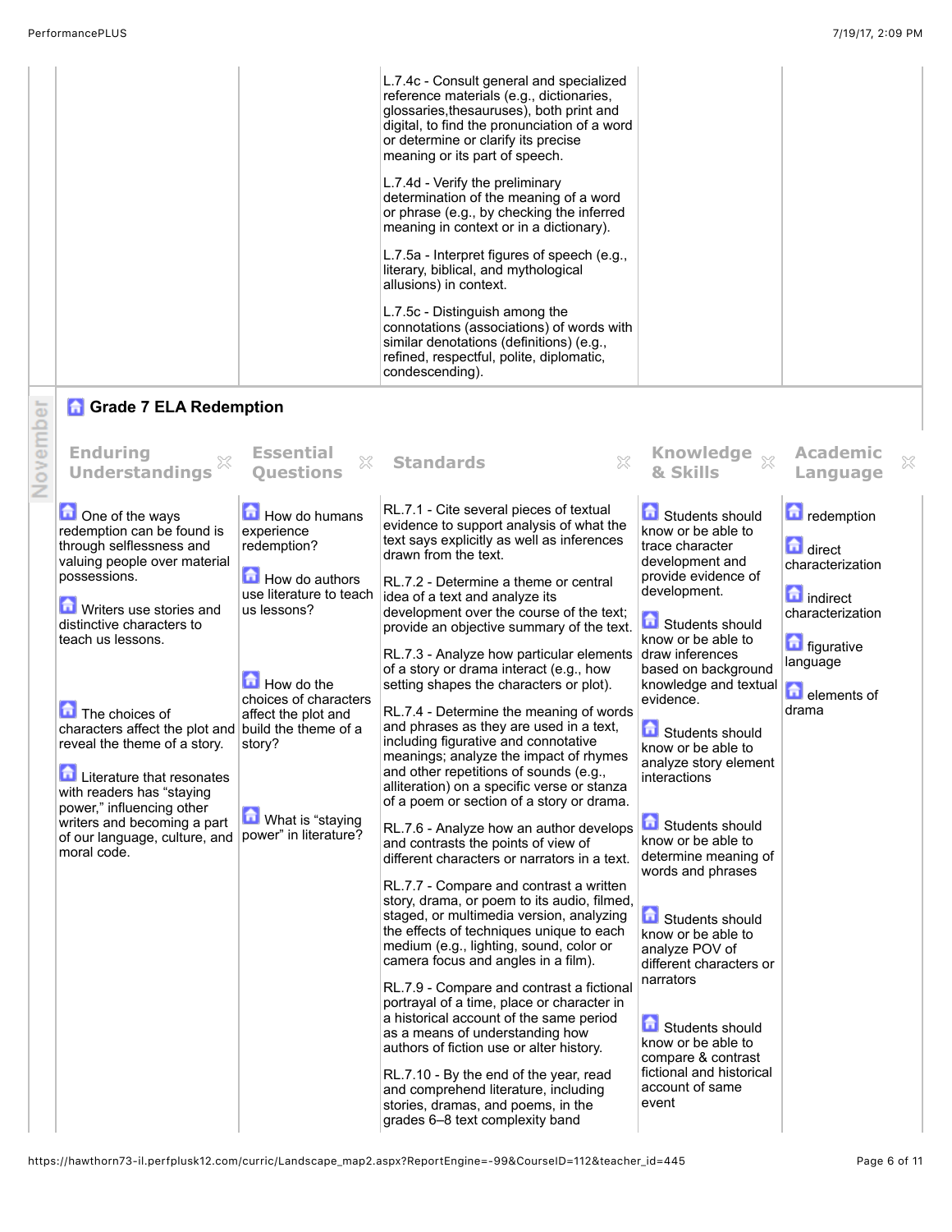| | | | | |
|---|---|---|---|---|
| | | L.7.4c - Consult general and specialized reference materials (e.g., dictionaries, glossaries,thesauruses), both print and digital, to find the pronunciation of a word or determine or clarify its precise meaning or its part of speech.<br><br>L.7.4d - Verify the preliminary determination of the meaning of a word or phrase (e.g., by checking the inferred meaning in context or in a dictionary).<br><br>L.7.5a - Interpret figures of speech (e.g., literary, biblical, and mythological allusions) in context.<br><br>L.7.5c - Distinguish among the connotations (associations) of words with similar denotations (definitions) (e.g., refined, respectful, polite, diplomatic, condescending). | | |

November

## Grade 7 ELA Redemption

| Enduring Understandings | Essential Questions | Standards | Knowledge & Skills | Academic Language |
|---|---|---|---|---|
| One of the ways redemption can be found is through selflessness and valuing people over material possessions.<br><br>Writers use stories and distinctive characters to teach us lessons.<br><br>The choices of characters affect the plot and reveal the theme of a story.<br><br>Literature that resonates with readers has "staying power," influencing other writers and becoming a part of our language, culture, and moral code. | How do humans experience redemption?<br><br>How do authors use literature to teach us lessons?<br><br>How do the choices of characters affect the plot and build the theme of a story?<br><br>What is "staying power" in literature? | RL.7.1 - Cite several pieces of textual evidence to support analysis of what the text says explicitly as well as inferences drawn from the text.<br><br>RL.7.2 - Determine a theme or central idea of a text and analyze its development over the course of the text; provide an objective summary of the text.<br><br>RL.7.3 - Analyze how particular elements of a story or drama interact (e.g., how setting shapes the characters or plot).<br><br>RL.7.4 - Determine the meaning of words and phrases as they are used in a text, including figurative and connotative meanings; analyze the impact of rhymes and other repetitions of sounds (e.g., alliteration) on a specific verse or stanza of a poem or section of a story or drama.<br><br>RL.7.6 - Analyze how an author develops and contrasts the points of view of different characters or narrators in a text.<br><br>RL.7.7 - Compare and contrast a written story, drama, or poem to its audio, filmed, staged, or multimedia version, analyzing the effects of techniques unique to each medium (e.g., lighting, sound, color or camera focus and angles in a film).<br><br>RL.7.9 - Compare and contrast a fictional portrayal of a time, place or character in a historical account of the same period as a means of understanding how authors of fiction use or alter history.<br><br>RL.7.10 - By the end of the year, read and comprehend literature, including stories, dramas, and poems, in the grades 6–8 text complexity band | Students should know or be able to trace character development and provide evidence of development.<br><br>Students should know or be able to draw inferences based on background knowledge and textual evidence.<br><br>Students should know or be able to analyze story element interactions<br><br>Students should know or be able to determine meaning of words and phrases<br><br>Students should know or be able to analyze POV of different characters or narrators<br><br>Students should know or be able to compare & contrast fictional and historical account of same event | redemption<br><br>direct characterization<br><br>indirect characterization<br><br>figurative language<br><br>elements of drama |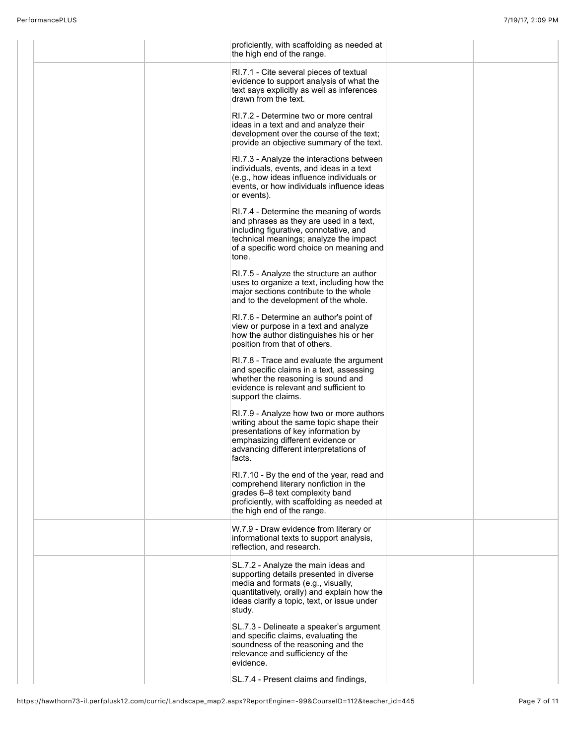| | | | | |
|---|---|---|---|---|
| | | proficiently, with scaffolding as needed at the high end of the range. | | |
| | | RI.7.1 - Cite several pieces of textual evidence to support analysis of what the text says explicitly as well as inferences drawn from the text.<br><br>RI.7.2 - Determine two or more central ideas in a text and and analyze their development over the course of the text; provide an objective summary of the text.<br><br>RI.7.3 - Analyze the interactions between individuals, events, and ideas in a text (e.g., how ideas influence individuals or events, or how individuals influence ideas or events).<br><br>RI.7.4 - Determine the meaning of words and phrases as they are used in a text, including figurative, connotative, and technical meanings; analyze the impact of a specific word choice on meaning and tone.<br><br>RI.7.5 - Analyze the structure an author uses to organize a text, including how the major sections contribute to the whole and to the development of the whole.<br><br>RI.7.6 - Determine an author's point of view or purpose in a text and analyze how the author distinguishes his or her position from that of others.<br><br>RI.7.8 - Trace and evaluate the argument and specific claims in a text, assessing whether the reasoning is sound and evidence is relevant and sufficient to support the claims.<br><br>RI.7.9 - Analyze how two or more authors writing about the same topic shape their presentations of key information by emphasizing different evidence or advancing different interpretations of facts.<br><br>RI.7.10 - By the end of the year, read and comprehend literary nonfiction in the grades 6–8 text complexity band proficiently, with scaffolding as needed at the high end of the range. | | |
| | | W.7.9 - Draw evidence from literary or informational texts to support analysis, reflection, and research. | | |
| | | SL.7.2 - Analyze the main ideas and supporting details presented in diverse media and formats (e.g., visually, quantitatively, orally) and explain how the ideas clarify a topic, text, or issue under study.<br><br>SL.7.3 - Delineate a speaker's argument and specific claims, evaluating the soundness of the reasoning and the relevance and sufficiency of the evidence.<br><br>SL.7.4 - Present claims and findings, | | |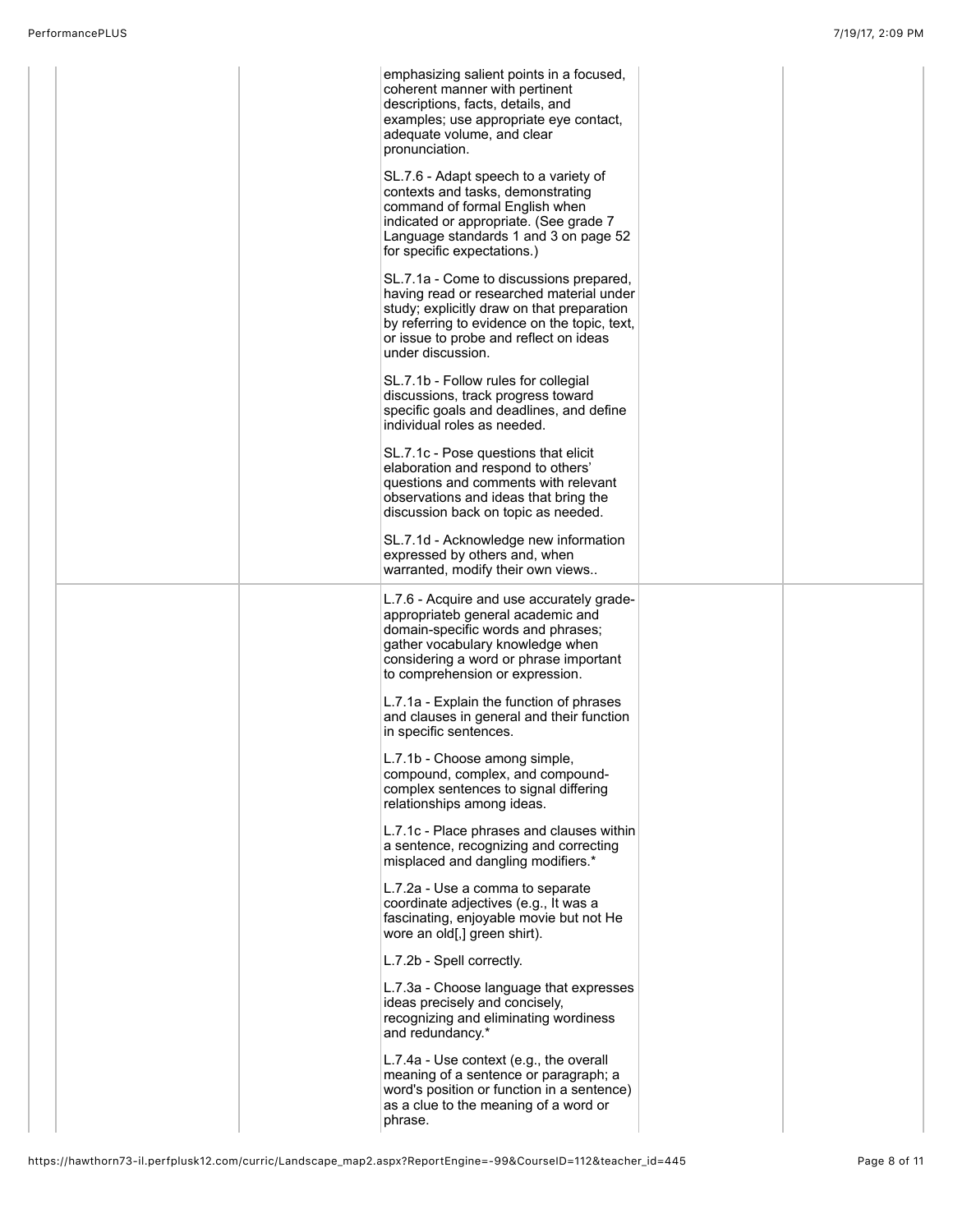| | | | | |
|---|---|---|---|---|
| | | emphasizing salient points in a focused, coherent manner with pertinent descriptions, facts, details, and examples; use appropriate eye contact, adequate volume, and clear pronunciation.<br><br>SL.7.6 - Adapt speech to a variety of contexts and tasks, demonstrating command of formal English when indicated or appropriate. (See grade 7 Language standards 1 and 3 on page 52 for specific expectations.)<br><br>SL.7.1a - Come to discussions prepared, having read or researched material under study; explicitly draw on that preparation by referring to evidence on the topic, text, or issue to probe and reflect on ideas under discussion.<br><br>SL.7.1b - Follow rules for collegial discussions, track progress toward specific goals and deadlines, and define individual roles as needed.<br><br>SL.7.1c - Pose questions that elicit elaboration and respond to others' questions and comments with relevant observations and ideas that bring the discussion back on topic as needed.<br><br>SL.7.1d - Acknowledge new information expressed by others and, when warranted, modify their own views.. | | |
| | | L.7.6 - Acquire and use accurately grade-appropriateb general academic and domain-specific words and phrases; gather vocabulary knowledge when considering a word or phrase important to comprehension or expression.<br><br>L.7.1a - Explain the function of phrases and clauses in general and their function in specific sentences.<br><br>L.7.1b - Choose among simple, compound, complex, and compound-complex sentences to signal differing relationships among ideas.<br><br>L.7.1c - Place phrases and clauses within a sentence, recognizing and correcting misplaced and dangling modifiers.*<br><br>L.7.2a - Use a comma to separate coordinate adjectives (e.g., It was a fascinating, enjoyable movie but not He wore an old[,] green shirt).<br><br>L.7.2b - Spell correctly.<br><br>L.7.3a - Choose language that expresses ideas precisely and concisely, recognizing and eliminating wordiness and redundancy.*<br><br>L.7.4a - Use context (e.g., the overall meaning of a sentence or paragraph; a word's position or function in a sentence) as a clue to the meaning of a word or phrase. | | |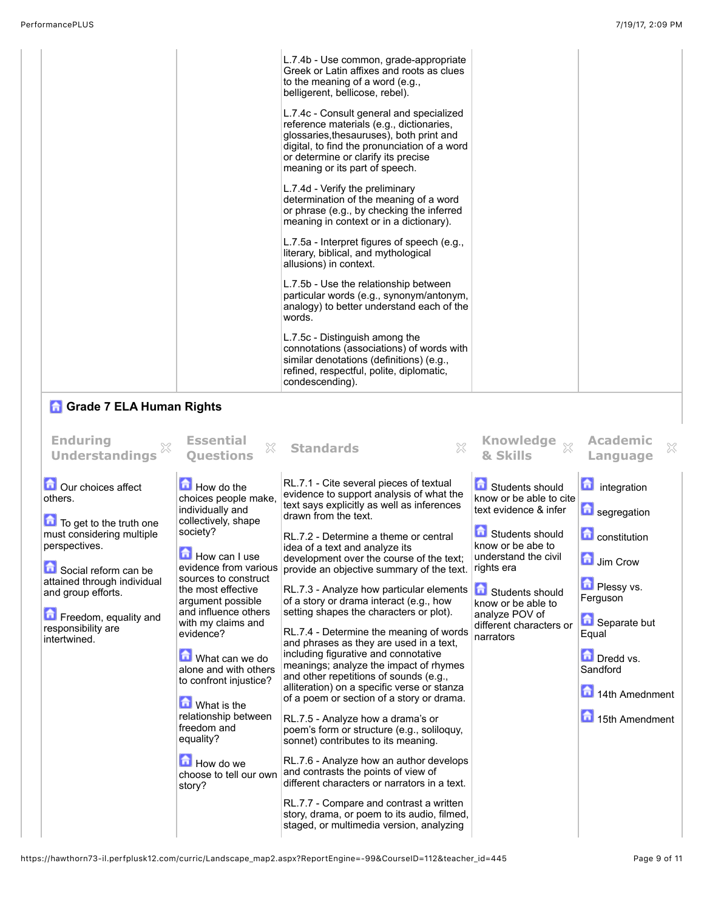| | | | | |
|---|---|---|---|---|
| | | L.7.4b - Use common, grade-appropriate Greek or Latin affixes and roots as clues to the meaning of a word (e.g., belligerent, bellicose, rebel).<br><br>L.7.4c - Consult general and specialized reference materials (e.g., dictionaries, glossaries,thesauruses), both print and digital, to find the pronunciation of a word or determine or clarify its precise meaning or its part of speech.<br><br>L.7.4d - Verify the preliminary determination of the meaning of a word or phrase (e.g., by checking the inferred meaning in context or in a dictionary).<br><br>L.7.5a - Interpret figures of speech (e.g., literary, biblical, and mythological allusions) in context.<br><br>L.7.5b - Use the relationship between particular words (e.g., synonym/antonym, analogy) to better understand each of the words.<br><br>L.7.5c - Distinguish among the connotations (associations) of words with similar denotations (definitions) (e.g., refined, respectful, polite, diplomatic, condescending). | | |

## Grade 7 ELA Human Rights

| Enduring Understandings | Essential Questions | Standards | Knowledge & Skills | Academic Language |
|---|---|---|---|---|
| Our choices affect others.<br><br>To get to the truth one must considering multiple perspectives.<br><br>Social reform can be attained through individual and group efforts.<br><br>Freedom, equality and responsibility are intertwined. | How do the choices people make, individually and collectively, shape society?<br><br>How can I use evidence from various sources to construct the most effective argument possible and influence others with my claims and evidence?<br><br>What can we do alone and with others to confront injustice?<br><br>What is the relationship between freedom and equality?<br><br>How do we choose to tell our own story? | RL.7.1 - Cite several pieces of textual evidence to support analysis of what the text says explicitly as well as inferences drawn from the text.<br><br>RL.7.2 - Determine a theme or central idea of a text and analyze its development over the course of the text; provide an objective summary of the text.<br><br>RL.7.3 - Analyze how particular elements of a story or drama interact (e.g., how setting shapes the characters or plot).<br><br>RL.7.4 - Determine the meaning of words and phrases as they are used in a text, including figurative and connotative meanings; analyze the impact of rhymes and other repetitions of sounds (e.g., alliteration) on a specific verse or stanza of a poem or section of a story or drama.<br><br>RL.7.5 - Analyze how a drama's or poem's form or structure (e.g., soliloquy, sonnet) contributes to its meaning.<br><br>RL.7.6 - Analyze how an author develops and contrasts the points of view of different characters or narrators in a text.<br><br>RL.7.7 - Compare and contrast a written story, drama, or poem to its audio, filmed, staged, or multimedia version, analyzing | Students should know or be able to cite text evidence & infer<br><br>Students should know or be abe to understand the civil rights era<br><br>Students should know or be able to analyze POV of different characters or narrators | integration<br><br>segregation<br><br>constitution<br><br>Jim Crow<br><br>Plessy vs. Ferguson<br><br>Separate but Equal<br><br>Dredd vs. Sandford<br><br>14th Amednment<br><br>15th Amendment |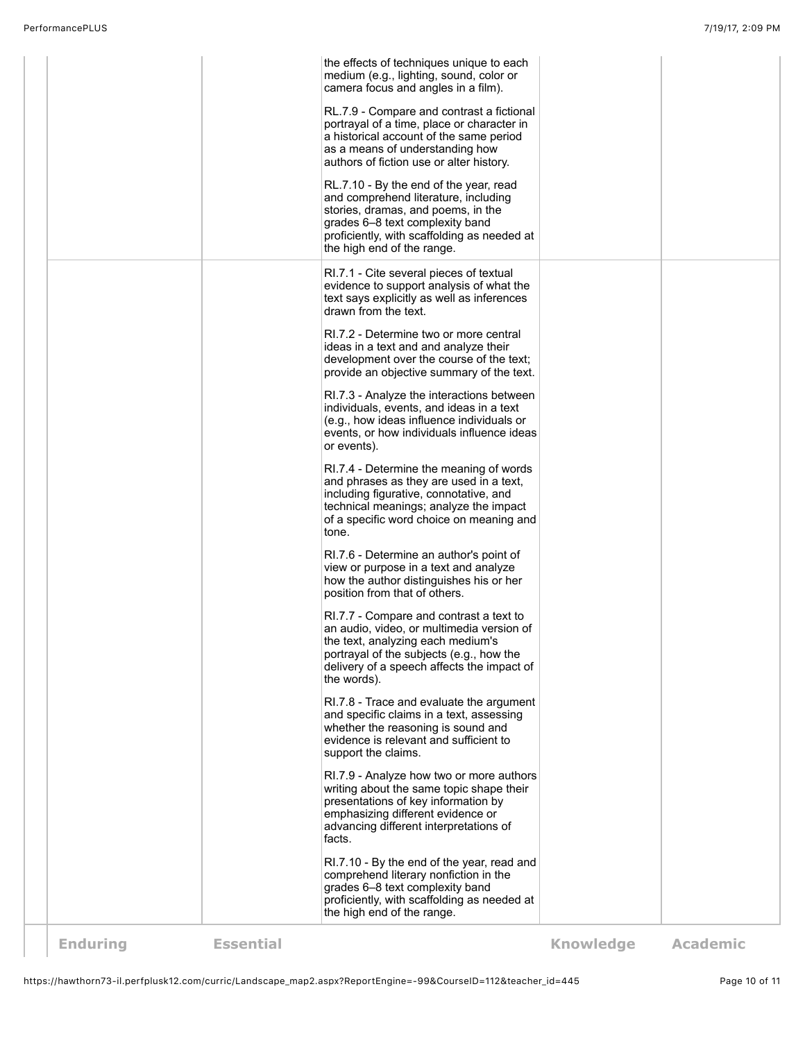| | | | | |
|---|---|---|---|---|
| | | the effects of techniques unique to each medium (e.g., lighting, sound, color or camera focus and angles in a film).<br><br>RL.7.9 - Compare and contrast a fictional portrayal of a time, place or character in a historical account of the same period as a means of understanding how authors of fiction use or alter history.<br><br>RL.7.10 - By the end of the year, read and comprehend literature, including stories, dramas, and poems, in the grades 6–8 text complexity band proficiently, with scaffolding as needed at the high end of the range. | | |
| | | RI.7.1 - Cite several pieces of textual evidence to support analysis of what the text says explicitly as well as inferences drawn from the text.<br><br>RI.7.2 - Determine two or more central ideas in a text and and analyze their development over the course of the text; provide an objective summary of the text.<br><br>RI.7.3 - Analyze the interactions between individuals, events, and ideas in a text (e.g., how ideas influence individuals or events, or how individuals influence ideas or events).<br><br>RI.7.4 - Determine the meaning of words and phrases as they are used in a text, including figurative, connotative, and technical meanings; analyze the impact of a specific word choice on meaning and tone.<br><br>RI.7.6 - Determine an author's point of view or purpose in a text and analyze how the author distinguishes his or her position from that of others.<br><br>RI.7.7 - Compare and contrast a text to an audio, video, or multimedia version of the text, analyzing each medium's portrayal of the subjects (e.g., how the delivery of a speech affects the impact of the words).<br><br>RI.7.8 - Trace and evaluate the argument and specific claims in a text, assessing whether the reasoning is sound and evidence is relevant and sufficient to support the claims.<br><br>RI.7.9 - Analyze how two or more authors writing about the same topic shape their presentations of key information by emphasizing different evidence or advancing different interpretations of facts.<br><br>RI.7.10 - By the end of the year, read and comprehend literary nonfiction in the grades 6–8 text complexity band proficiently, with scaffolding as needed at the high end of the range. | | |
| **Enduring** | **Essential** | | **Knowledge** | **Academic** |